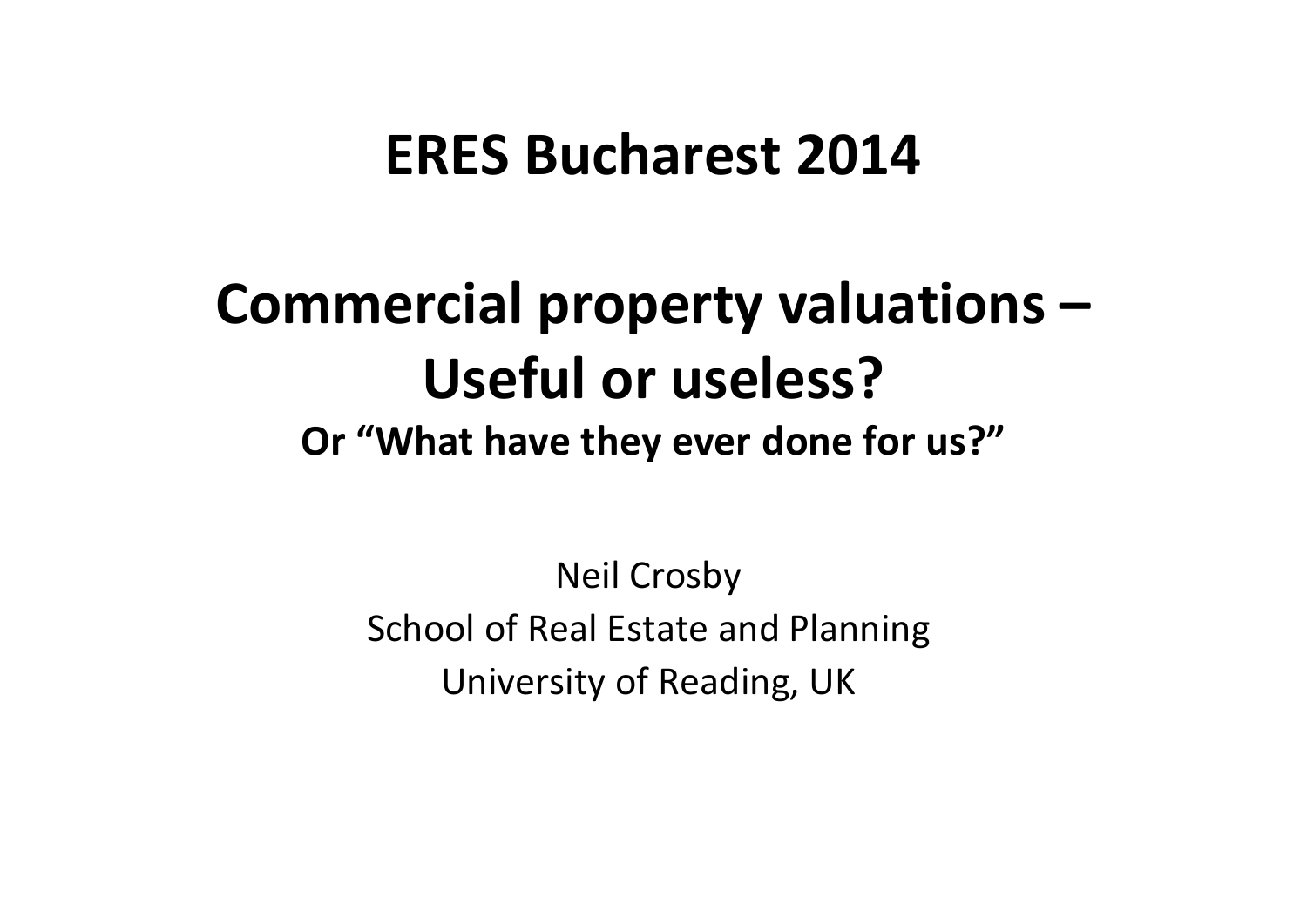# ERES Bucharest 2014

# Commercial property valuations – Useful or useless?

### Or “What have they ever done for us?”

Neil Crosby
School of Real Estate and Planning
University of Reading, UK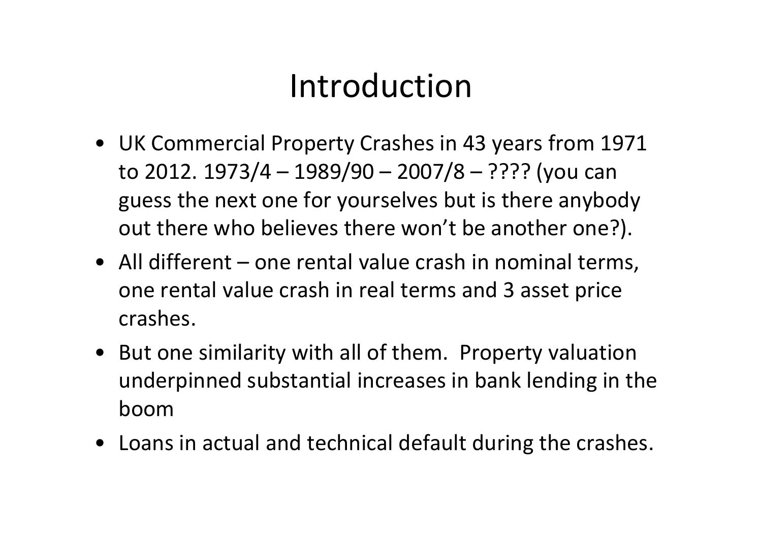# Introduction

- UK Commercial Property Crashes in 43 years from 1971 to 2012. 1973/4 – 1989/90 – 2007/8 – ???? (you can guess the next one for yourselves but is there anybody out there who believes there won't be another one?).
- All different – one rental value crash in nominal terms, one rental value crash in real terms and 3 asset price crashes.
- But one similarity with all of them. Property valuation underpinned substantial increases in bank lending in the boom
- Loans in actual and technical default during the crashes.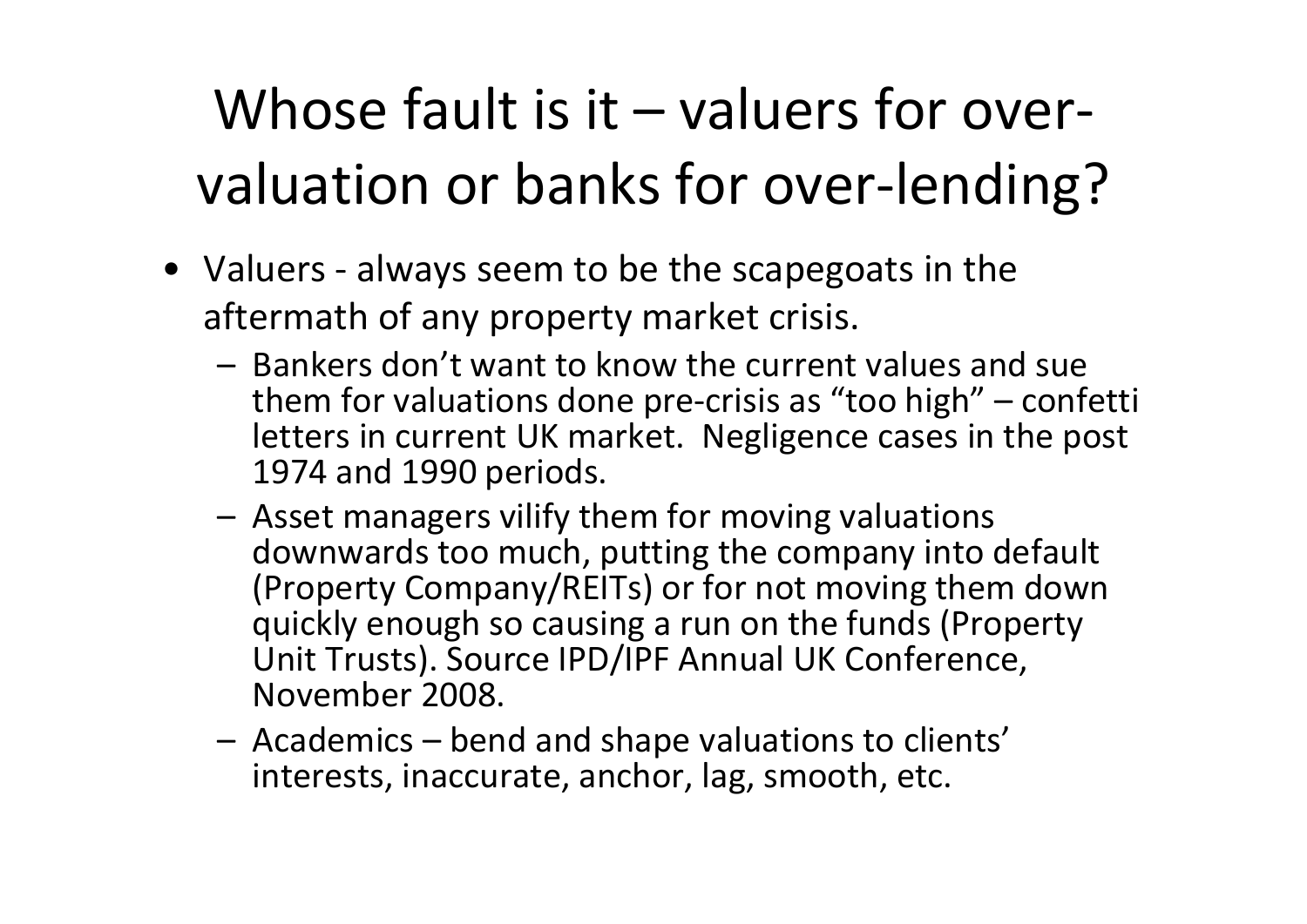# Whose fault is it – valuers for over-valuation or banks for over-lending?

- Valuers - always seem to be the scapegoats in the aftermath of any property market crisis.
  - Bankers don't want to know the current values and sue them for valuations done pre-crisis as "too high" – confetti letters in current UK market. Negligence cases in the post 1974 and 1990 periods.
  - Asset managers vilify them for moving valuations downwards too much, putting the company into default (Property Company/REITs) or for not moving them down quickly enough so causing a run on the funds (Property Unit Trusts). Source IPD/IPF Annual UK Conference, November 2008.
  - Academics – bend and shape valuations to clients' interests, inaccurate, anchor, lag, smooth, etc.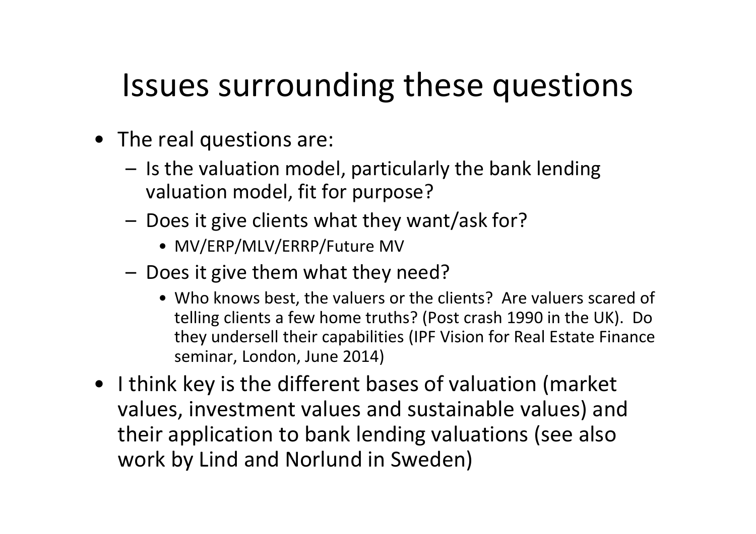# Issues surrounding these questions

- The real questions are:
  - Is the valuation model, particularly the bank lending valuation model, fit for purpose?
  - Does it give clients what they want/ask for?
    - MV/ERP/MLV/ERRP/Future MV
  - Does it give them what they need?
    - Who knows best, the valuers or the clients? Are valuers scared of telling clients a few home truths? (Post crash 1990 in the UK). Do they undersell their capabilities (IPF Vision for Real Estate Finance seminar, London, June 2014)
- I think key is the different bases of valuation (market values, investment values and sustainable values) and their application to bank lending valuations (see also work by Lind and Norlund in Sweden)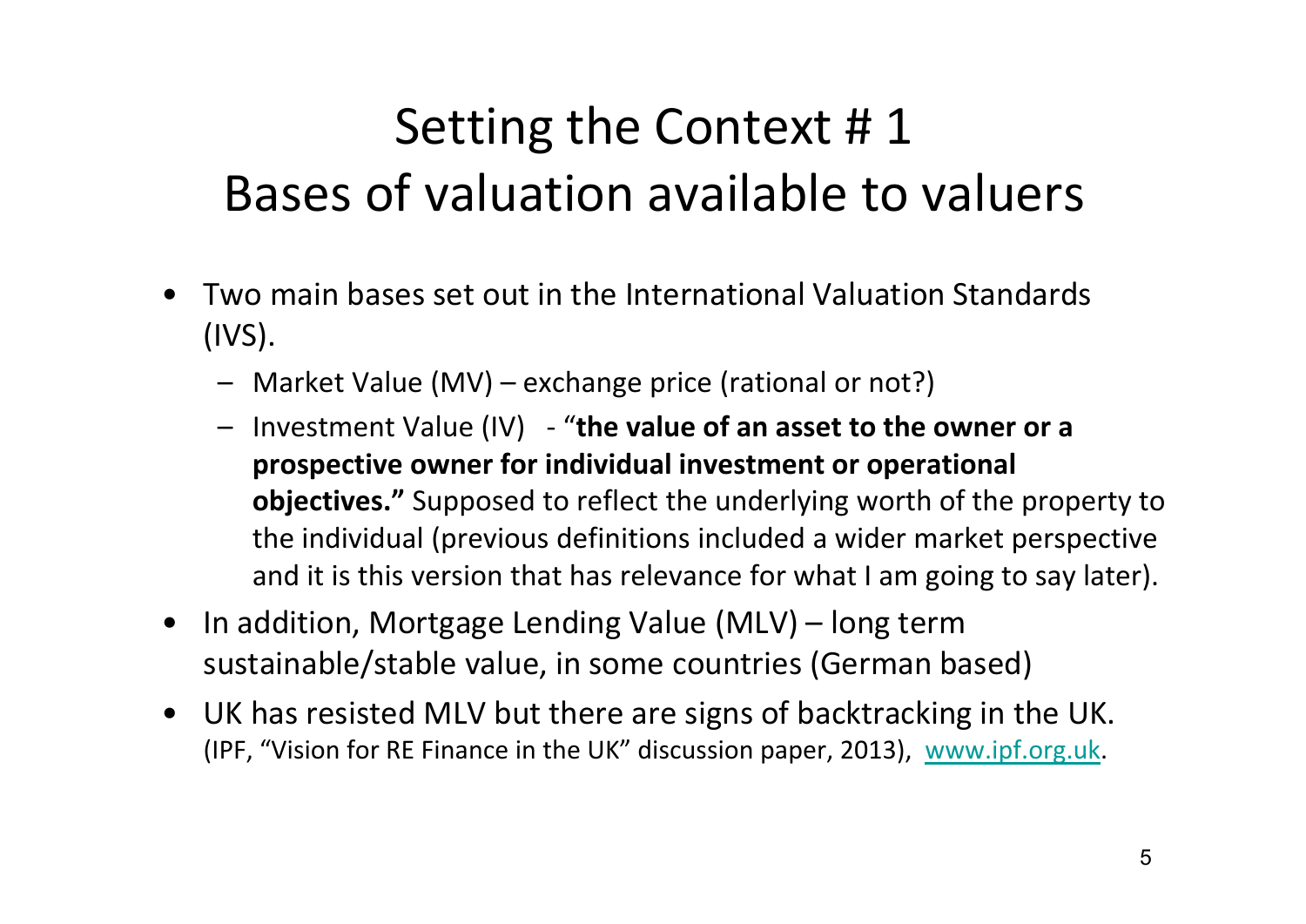# Setting the Context # 1
# Bases of valuation available to valuers

- Two main bases set out in the International Valuation Standards (IVS).
  - Market Value (MV) – exchange price (rational or not?)
  - Investment Value (IV) - "**the value of an asset to the owner or a prospective owner for individual investment or operational objectives."** Supposed to reflect the underlying worth of the property to the individual (previous definitions included a wider market perspective and it is this version that has relevance for what I am going to say later).
- In addition, Mortgage Lending Value (MLV) – long term sustainable/stable value, in some countries (German based)
- UK has resisted MLV but there are signs of backtracking in the UK. (IPF, "Vision for RE Finance in the UK" discussion paper, 2013), www.ipf.org.uk.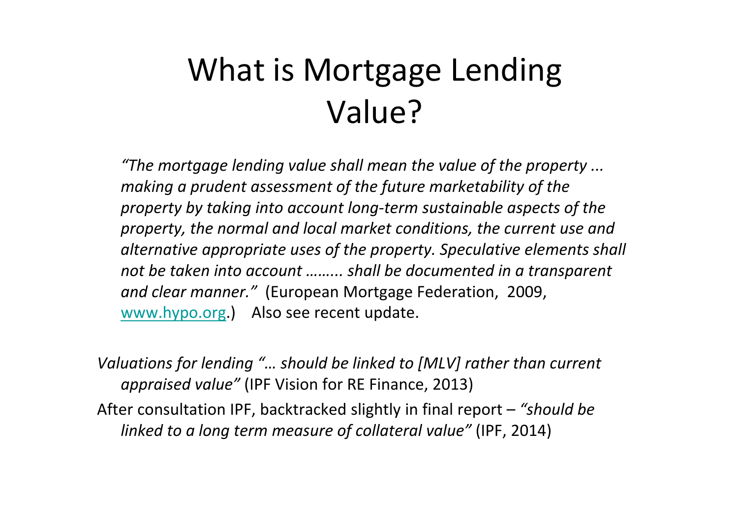# What is Mortgage Lending Value?

*"The mortgage lending value shall mean the value of the property ... making a prudent assessment of the future marketability of the property by taking into account long-term sustainable aspects of the property, the normal and local market conditions, the current use and alternative appropriate uses of the property. Speculative elements shall not be taken into account ……... shall be documented in a transparent and clear manner."* (European Mortgage Federation, 2009, www.hypo.org.) Also see recent update.

*Valuations for lending "… should be linked to [MLV] rather than current appraised value"* (IPF Vision for RE Finance, 2013)

After consultation IPF, backtracked slightly in final report – *"should be linked to a long term measure of collateral value"* (IPF, 2014)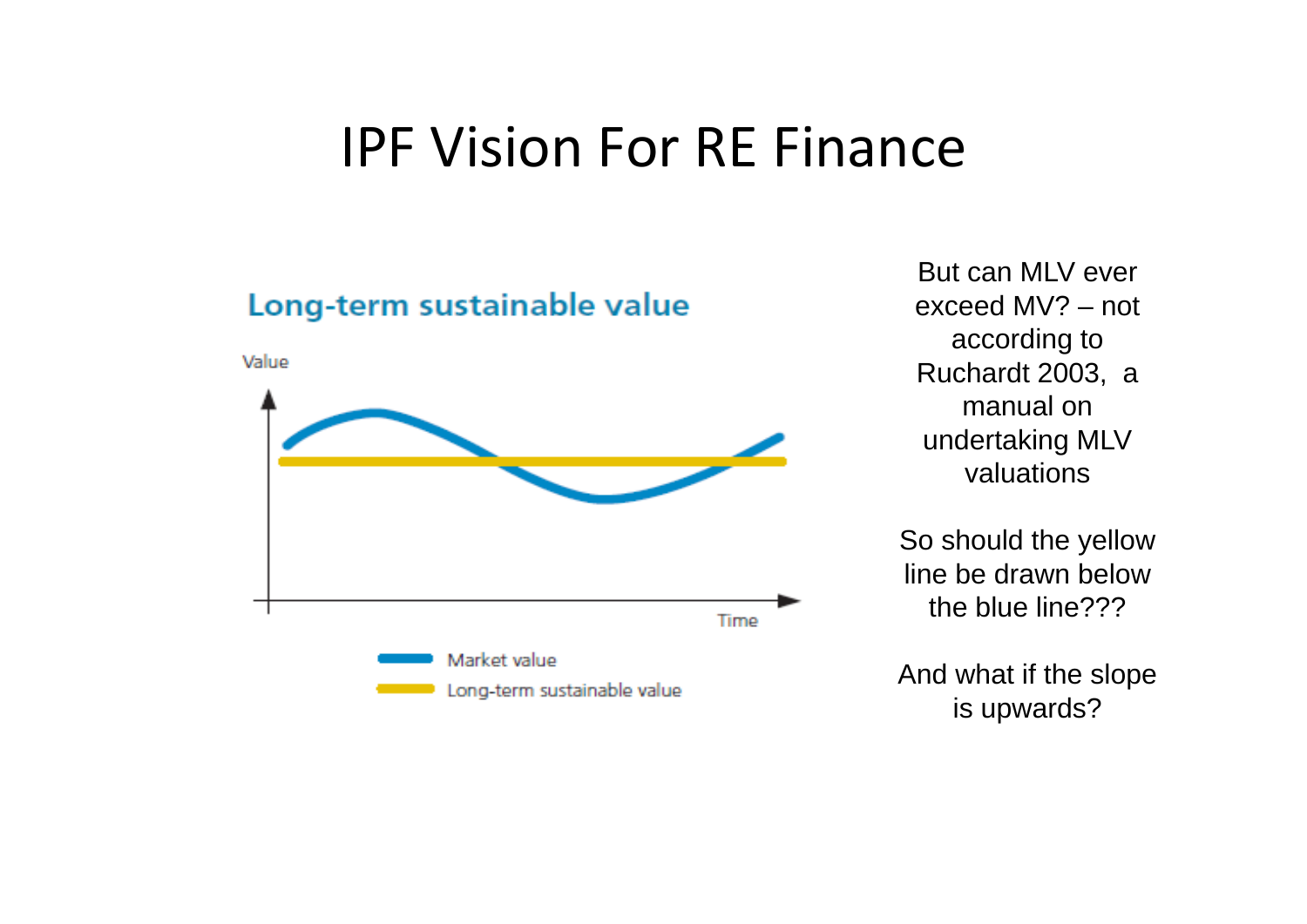# IPF Vision For RE Finance

**Long-term sustainable value**

Value

Time

Market value

Long-term sustainable value

But can MLV ever exceed MV? – not according to Ruchardt 2003, a manual on undertaking MLV valuations

So should the yellow line be drawn below the blue line???

And what if the slope is upwards?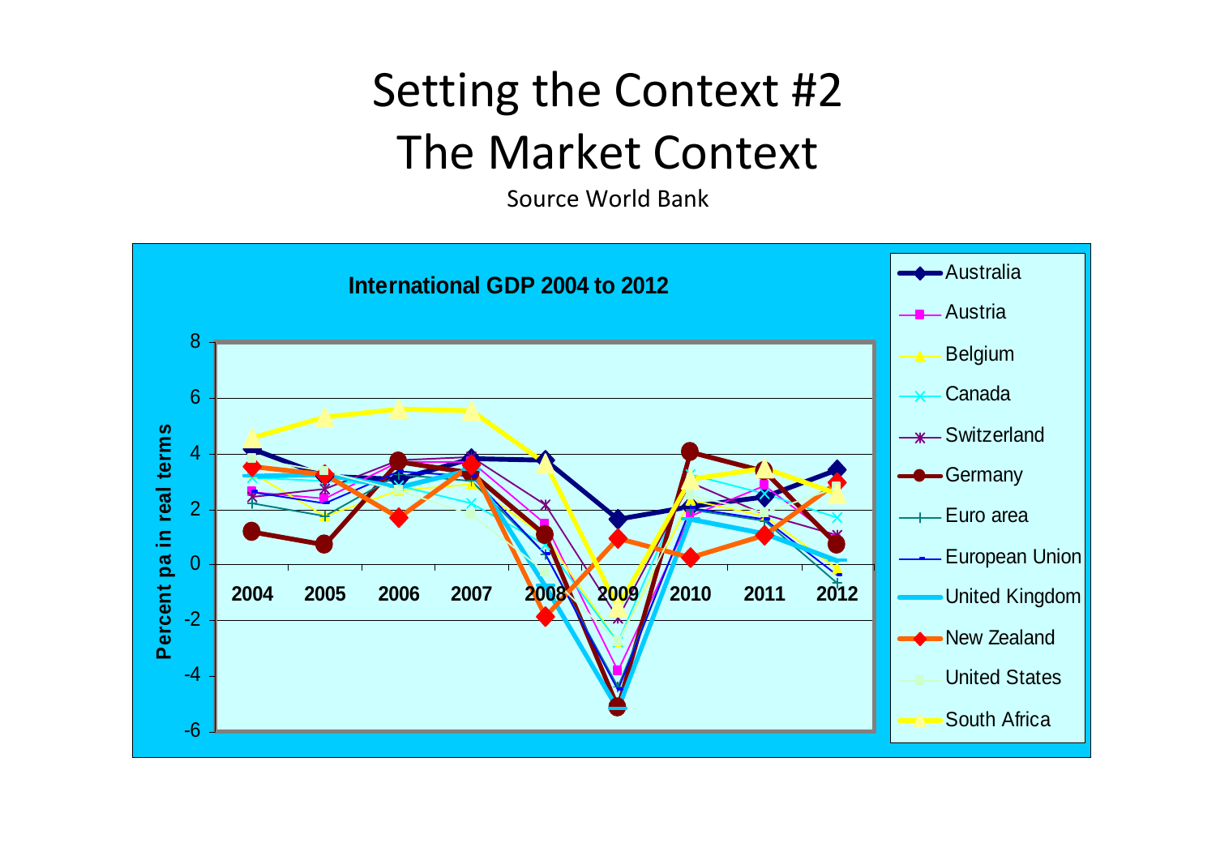# Setting the Context #2
# The Market Context

Source World Bank

**International GDP 2004 to 2012**

Percent pa in real terms

Australia, Austria, Belgium, Canada, Switzerland, Germany, Euro area, European Union, United Kingdom, New Zealand, United States, South Africa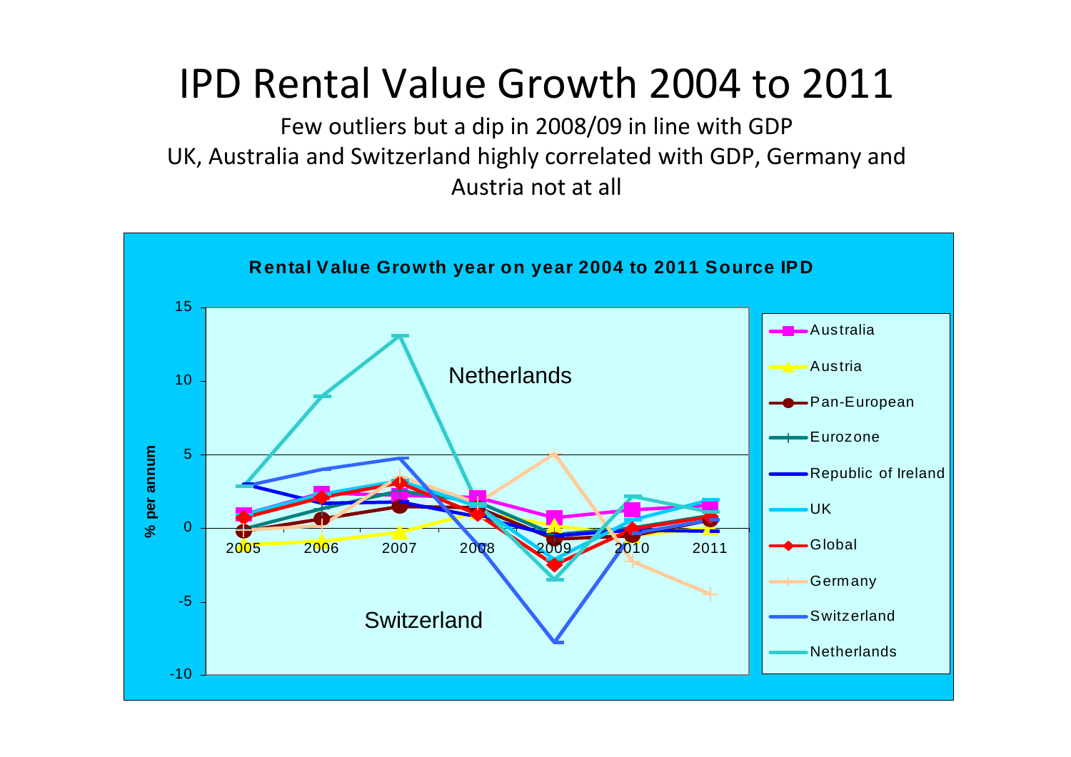# IPD Rental Value Growth 2004 to 2011

Few outliers but a dip in 2008/09 in line with GDP
UK, Australia and Switzerland highly correlated with GDP, Germany and Austria not at all

**Rental Value Growth year on year 2004 to 2011 Source IPD**

% per annum

Netherlands

Switzerland

Australia
Austria
Pan-European
Eurozone
Republic of Ireland
UK
Global
Germany
Switzerland
Netherlands

2005 2006 2007 2008 2009 2010 2011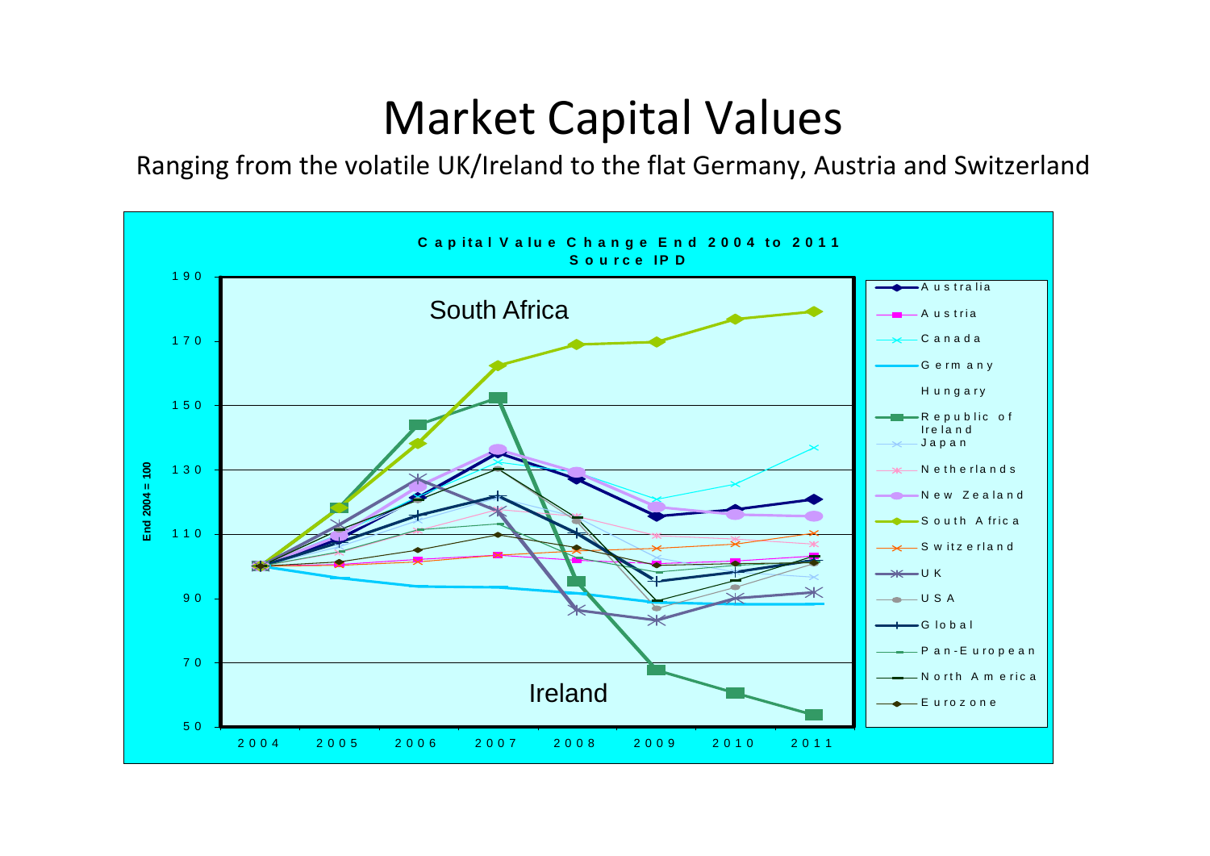# Market Capital Values

Ranging from the volatile UK/Ireland to the flat Germany, Austria and Switzerland

**Capital Value Change End 2004 to 2011**
**Source IPD**

End 2004 = 100

South Africa

Ireland

190, 170, 150, 130, 110, 90, 70, 50

2004, 2005, 2006, 2007, 2008, 2009, 2010, 2011

- Australia
- Austria
- Canada
- Germany
- Hungary
- Republic of Ireland
- Japan
- Netherlands
- New Zealand
- South Africa
- Switzerland
- UK
- USA
- Global
- Pan-European
- North America
- Eurozone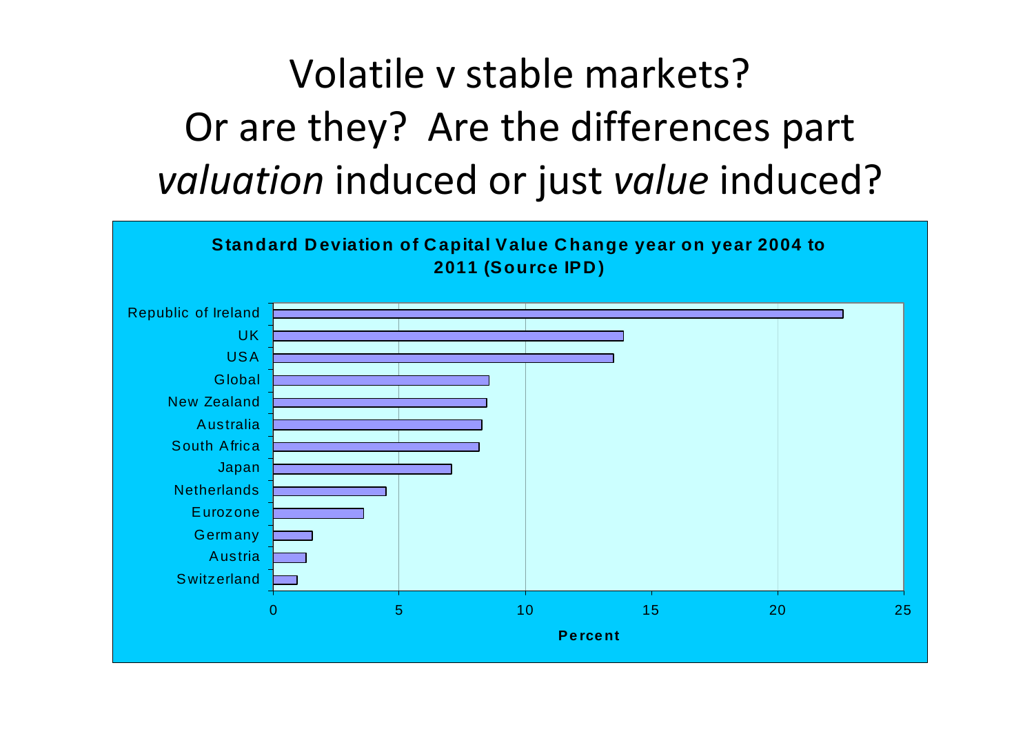# Volatile v stable markets? Or are they? Are the differences part *valuation* induced or just *value* induced?

**Standard Deviation of Capital Value Change year on year 2004 to 2011 (Source IPD)**

Republic of Ireland
UK
USA
Global
New Zealand
Australia
South Africa
Japan
Netherlands
Eurozone
Germany
Austria
Switzerland

0 5 10 15 20 25

**Percent**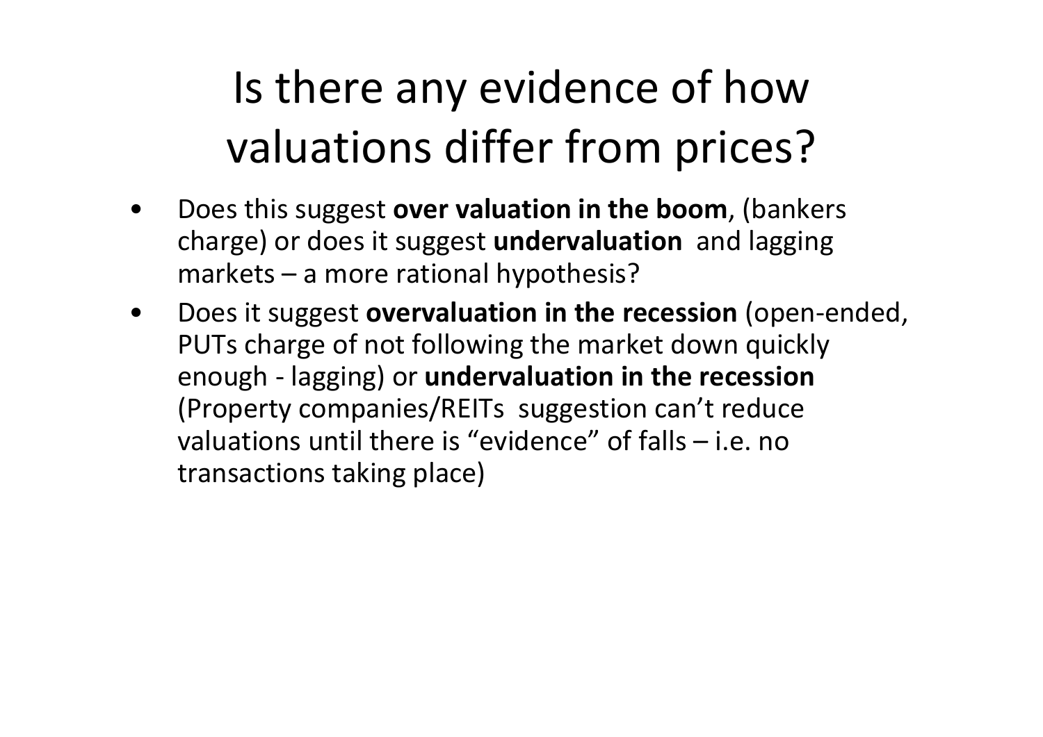# Is there any evidence of how valuations differ from prices?

- Does this suggest **over valuation in the boom**, (bankers charge) or does it suggest **undervaluation** and lagging markets – a more rational hypothesis?
- Does it suggest **overvaluation in the recession** (open-ended, PUTs charge of not following the market down quickly enough - lagging) or **undervaluation in the recession** (Property companies/REITs suggestion can't reduce valuations until there is "evidence" of falls – i.e. no transactions taking place)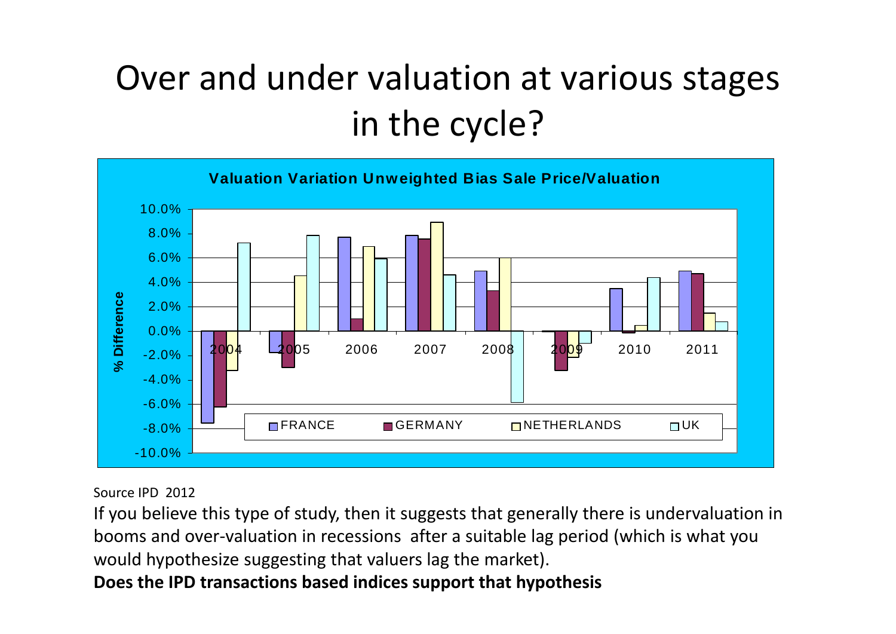# Over and under valuation at various stages in the cycle?

**Valuation Variation Unweighted Bias Sale Price/Valuation**

Source IPD 2012

If you believe this type of study, then it suggests that generally there is undervaluation in booms and over-valuation in recessions after a suitable lag period (which is what you would hypothesize suggesting that valuers lag the market).

**Does the IPD transactions based indices support that hypothesis**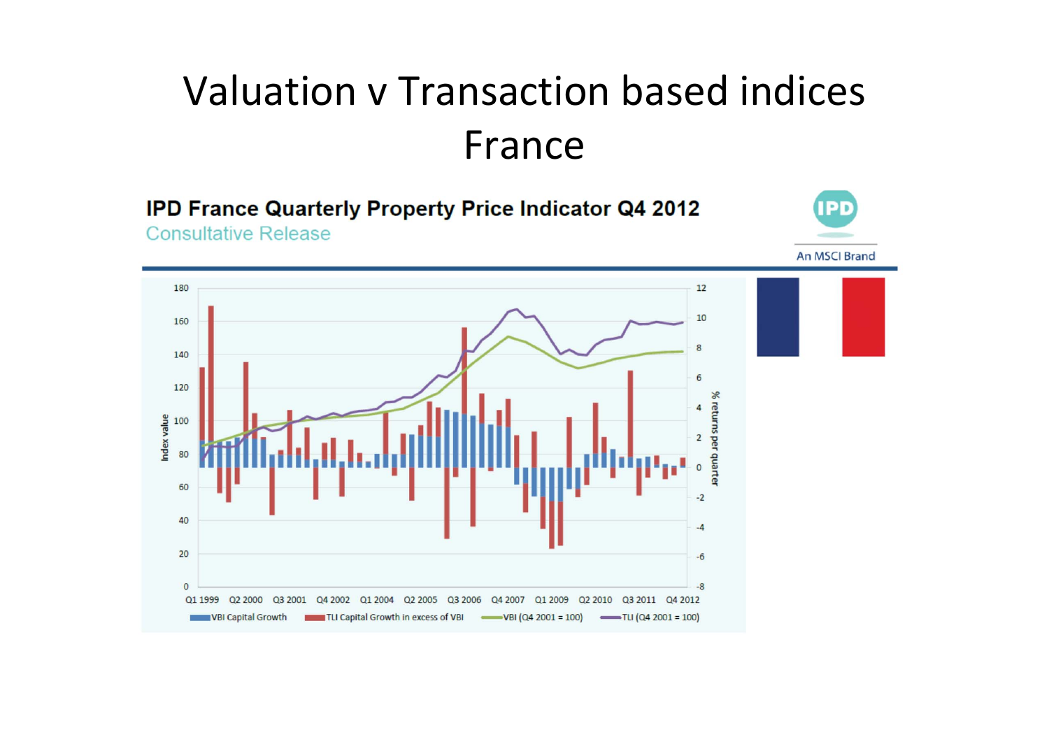# Valuation v Transaction based indices France

**IPD France Quarterly Property Price Indicator Q4 2012**

Consultative Release

IPD

An MSCI Brand

Index value: 0, 20, 40, 60, 80, 100, 120, 140, 160, 180

% returns per quarter: -8, -6, -4, -2, 0, 2, 4, 6, 8, 10, 12

Q1 1999, Q2 2000, Q3 2001, Q4 2002, Q1 2004, Q2 2005, Q3 2006, Q4 2007, Q1 2009, Q2 2010, Q3 2011, Q4 2012

VBI Capital Growth | TLI Capital Growth in excess of VBI | VBI (Q4 2001 = 100) | TLI (Q4 2001 = 100)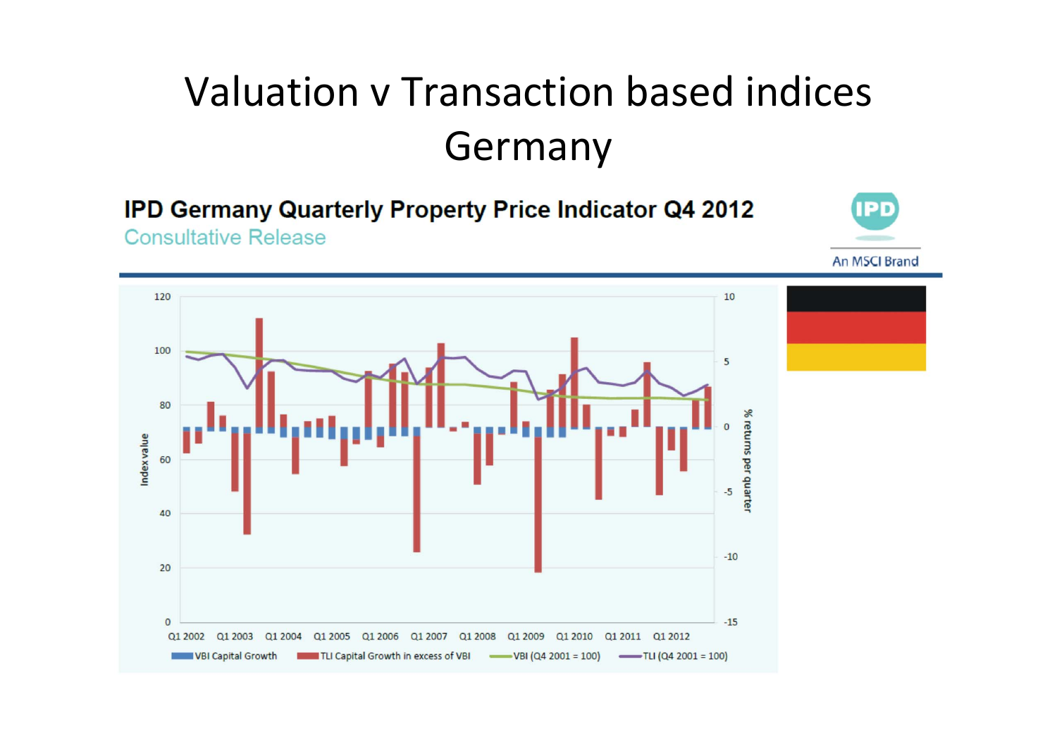# Valuation v Transaction based indices Germany

**IPD Germany Quarterly Property Price Indicator Q4 2012**

Consultative Release

IPD

An MSCI Brand

Index value

% returns per quarter

Q1 2002 Q1 2003 Q1 2004 Q1 2005 Q1 2006 Q1 2007 Q1 2008 Q1 2009 Q1 2010 Q1 2011 Q1 2012

VBI Capital Growth | TLI Capital Growth in excess of VBI | VBI (Q4 2001 = 100) | TLI (Q4 2001 = 100)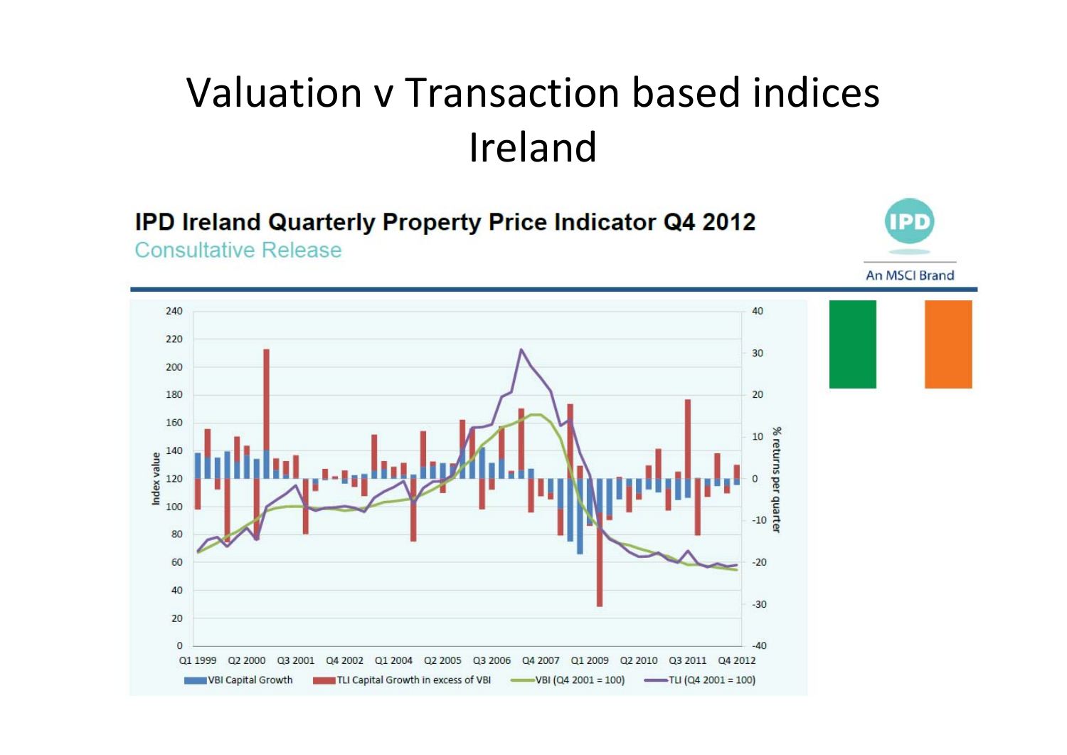# Valuation v Transaction based indices Ireland

**IPD Ireland Quarterly Property Price Indicator Q4 2012**

Consultative Release

IPD An MSCI Brand

Index value: 0, 20, 40, 60, 80, 100, 120, 140, 160, 180, 200, 220, 240

% returns per quarter: -40, -30, -20, -10, 0, 10, 20, 30, 40

Q1 1999, Q2 2000, Q3 2001, Q4 2002, Q1 2004, Q2 2005, Q3 2006, Q4 2007, Q1 2009, Q2 2010, Q3 2011, Q4 2012

VBI Capital Growth | TLI Capital Growth in excess of VBI | VBI (Q4 2001 = 100) | TLI (Q4 2001 = 100)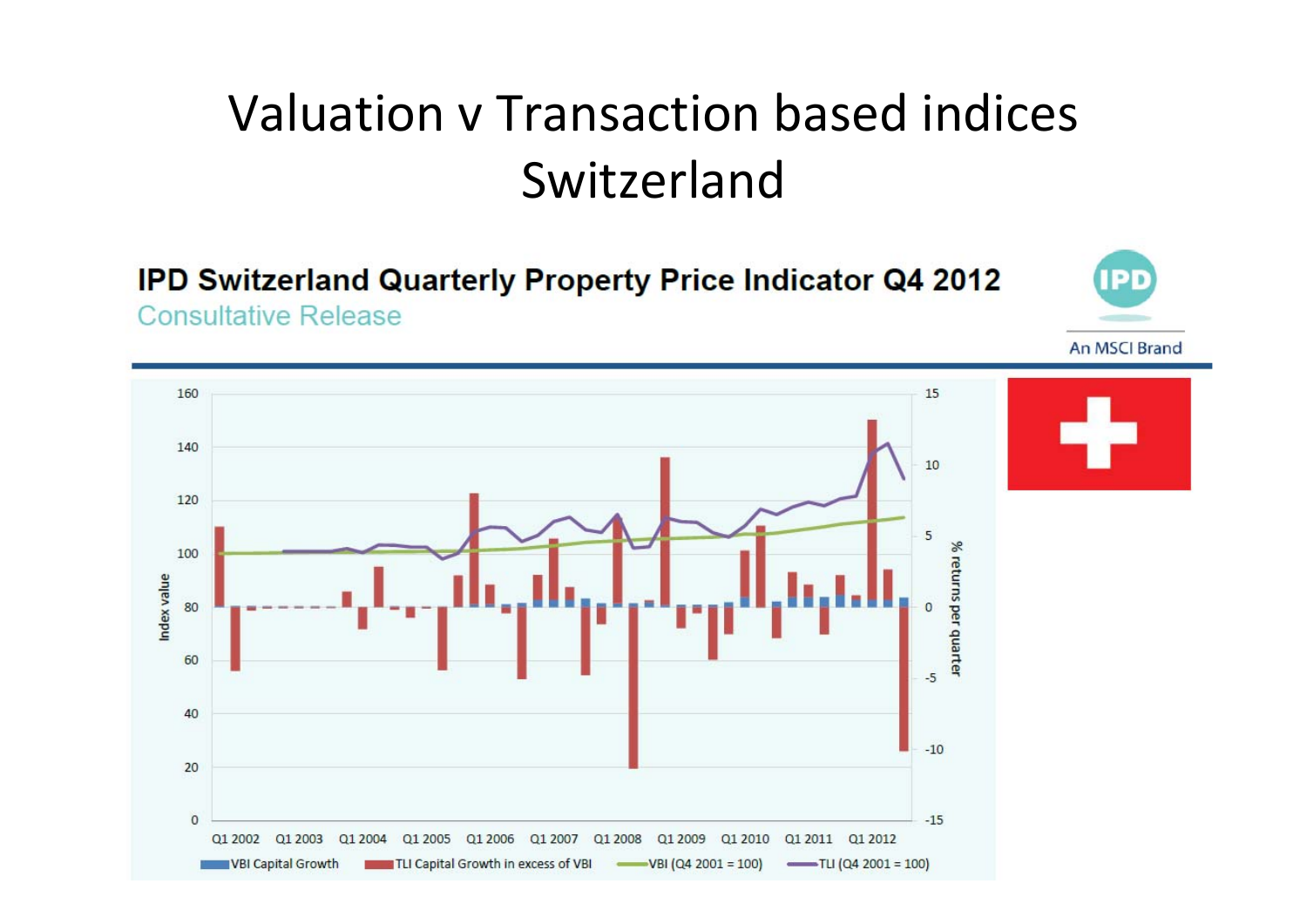# Valuation v Transaction based indices Switzerland

**IPD Switzerland Quarterly Property Price Indicator Q4 2012**

Consultative Release

IPD

An MSCI Brand

Index value

% returns per quarter

Q1 2002 Q1 2003 Q1 2004 Q1 2005 Q1 2006 Q1 2007 Q1 2008 Q1 2009 Q1 2010 Q1 2011 Q1 2012

VBI Capital Growth | TLI Capital Growth in excess of VBI | VBI (Q4 2001 = 100) | TLI (Q4 2001 = 100)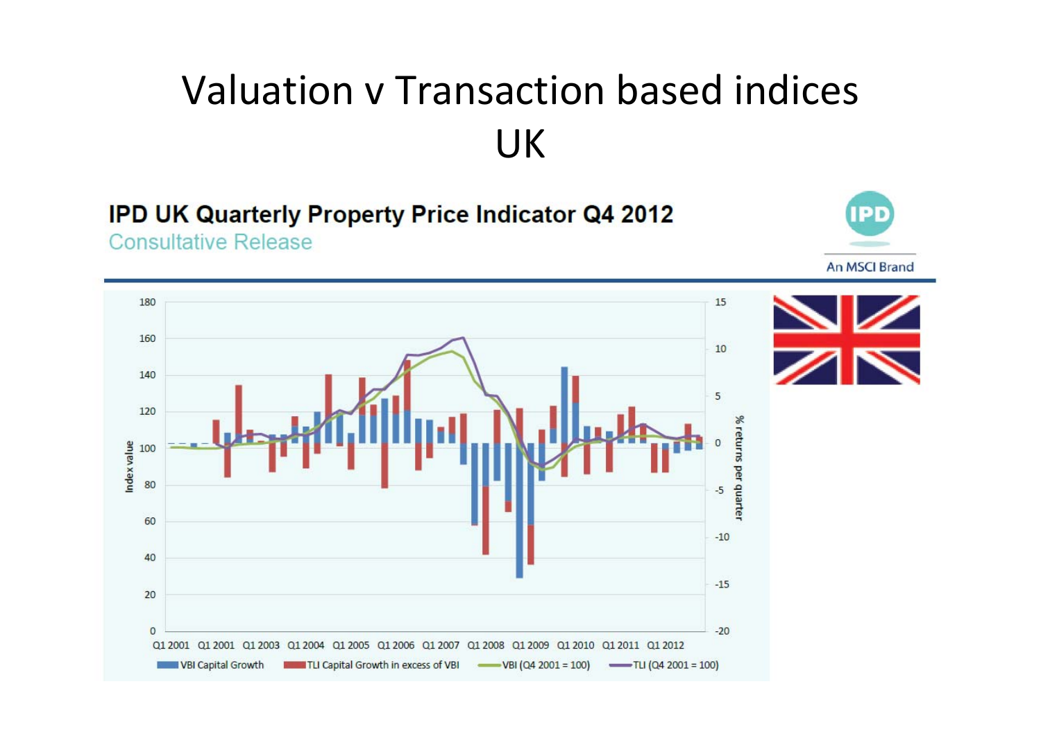# Valuation v Transaction based indices UK

**IPD UK Quarterly Property Price Indicator Q4 2012**

Consultative Release

IPD

An MSCI Brand

Index value

% returns per quarter

Q1 2001 Q1 2001 Q1 2003 Q1 2004 Q1 2005 Q1 2006 Q1 2007 Q1 2008 Q1 2009 Q1 2010 Q1 2011 Q1 2012

VBI Capital Growth | TLI Capital Growth in excess of VBI | VBI (Q4 2001 = 100) | TLI (Q4 2001 = 100)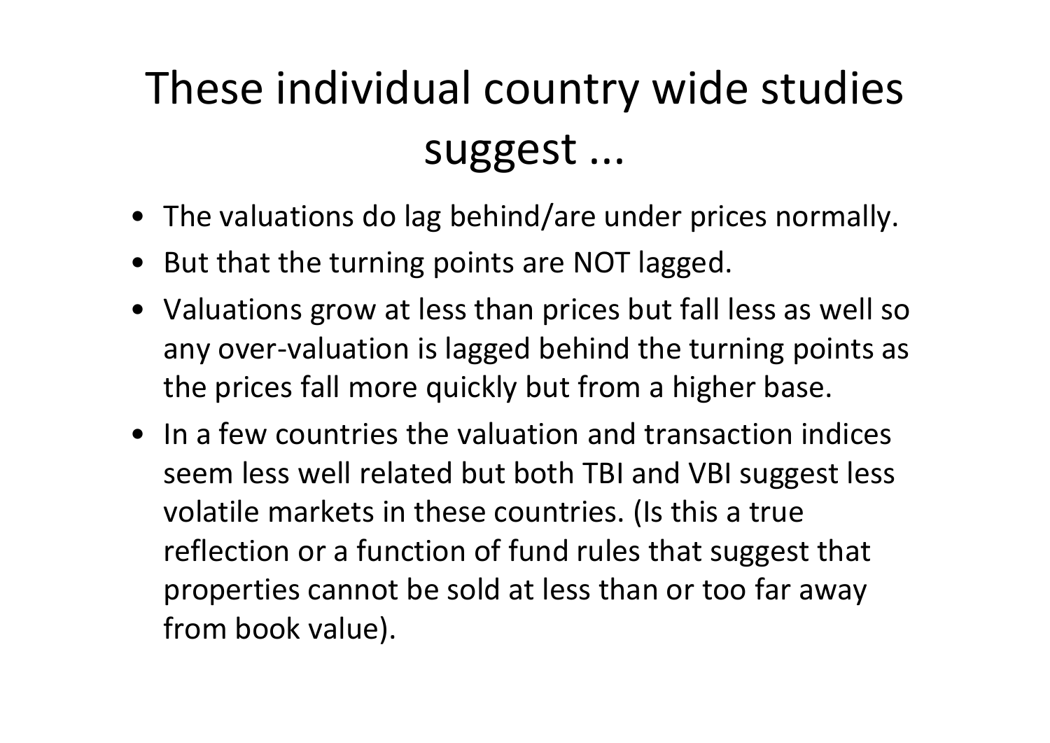# These individual country wide studies suggest ...

- The valuations do lag behind/are under prices normally.
- But that the turning points are NOT lagged.
- Valuations grow at less than prices but fall less as well so any over-valuation is lagged behind the turning points as the prices fall more quickly but from a higher base.
- In a few countries the valuation and transaction indices seem less well related but both TBI and VBI suggest less volatile markets in these countries. (Is this a true reflection or a function of fund rules that suggest that properties cannot be sold at less than or too far away from book value).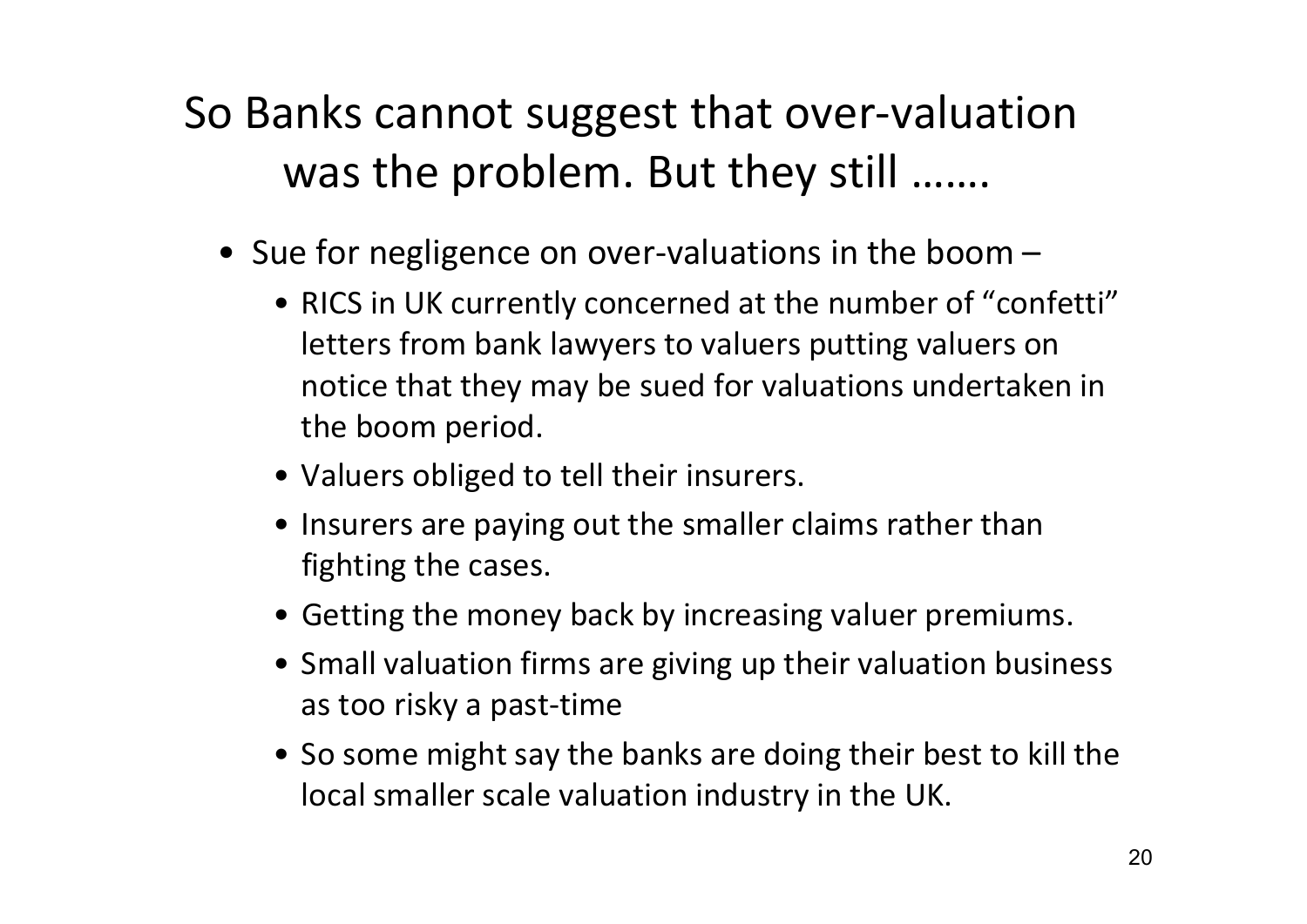# So Banks cannot suggest that over-valuation was the problem. But they still …….

- Sue for negligence on over-valuations in the boom –
  - RICS in UK currently concerned at the number of "confetti" letters from bank lawyers to valuers putting valuers on notice that they may be sued for valuations undertaken in the boom period.
  - Valuers obliged to tell their insurers.
  - Insurers are paying out the smaller claims rather than fighting the cases.
  - Getting the money back by increasing valuer premiums.
  - Small valuation firms are giving up their valuation business as too risky a past-time
  - So some might say the banks are doing their best to kill the local smaller scale valuation industry in the UK.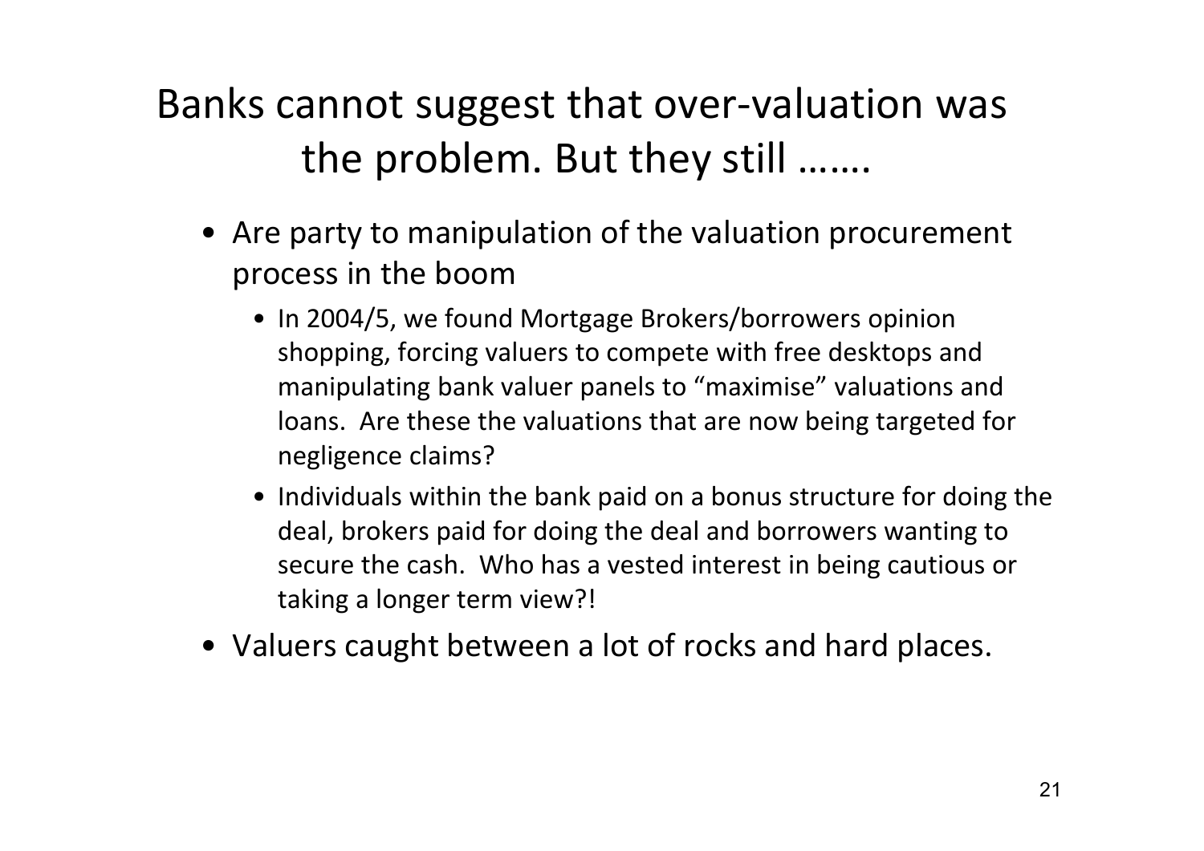# Banks cannot suggest that over-valuation was the problem. But they still …….

- Are party to manipulation of the valuation procurement process in the boom
  - In 2004/5, we found Mortgage Brokers/borrowers opinion shopping, forcing valuers to compete with free desktops and manipulating bank valuer panels to "maximise" valuations and loans. Are these the valuations that are now being targeted for negligence claims?
  - Individuals within the bank paid on a bonus structure for doing the deal, brokers paid for doing the deal and borrowers wanting to secure the cash. Who has a vested interest in being cautious or taking a longer term view?!
- Valuers caught between a lot of rocks and hard places.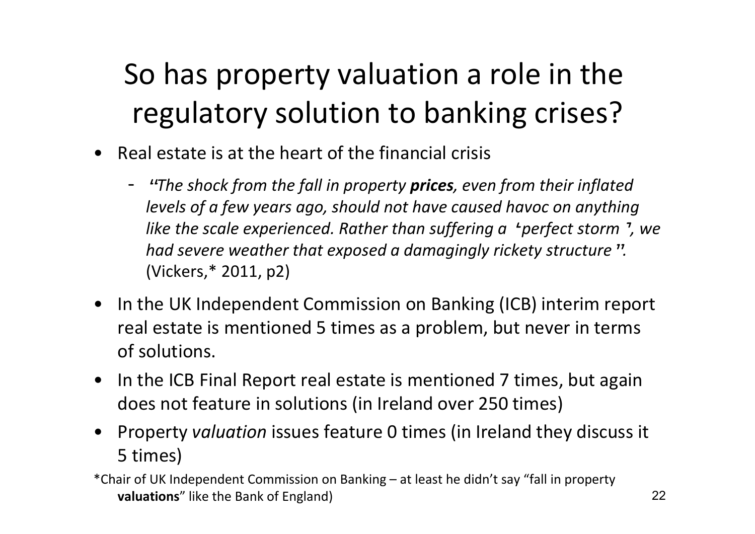# So has property valuation a role in the regulatory solution to banking crises?

- Real estate is at the heart of the financial crisis
  - "*The shock from the fall in property **prices**, even from their inflated levels of a few years ago, should not have caused havoc on anything like the scale experienced. Rather than suffering a 'perfect storm', we had severe weather that exposed a damagingly rickety structure".* (Vickers,* 2011, p2)
- In the UK Independent Commission on Banking (ICB) interim report real estate is mentioned 5 times as a problem, but never in terms of solutions.
- In the ICB Final Report real estate is mentioned 7 times, but again does not feature in solutions (in Ireland over 250 times)
- Property *valuation* issues feature 0 times (in Ireland they discuss it 5 times)

*Chair of UK Independent Commission on Banking – at least he didn't say "fall in property **valuations**" like the Bank of England)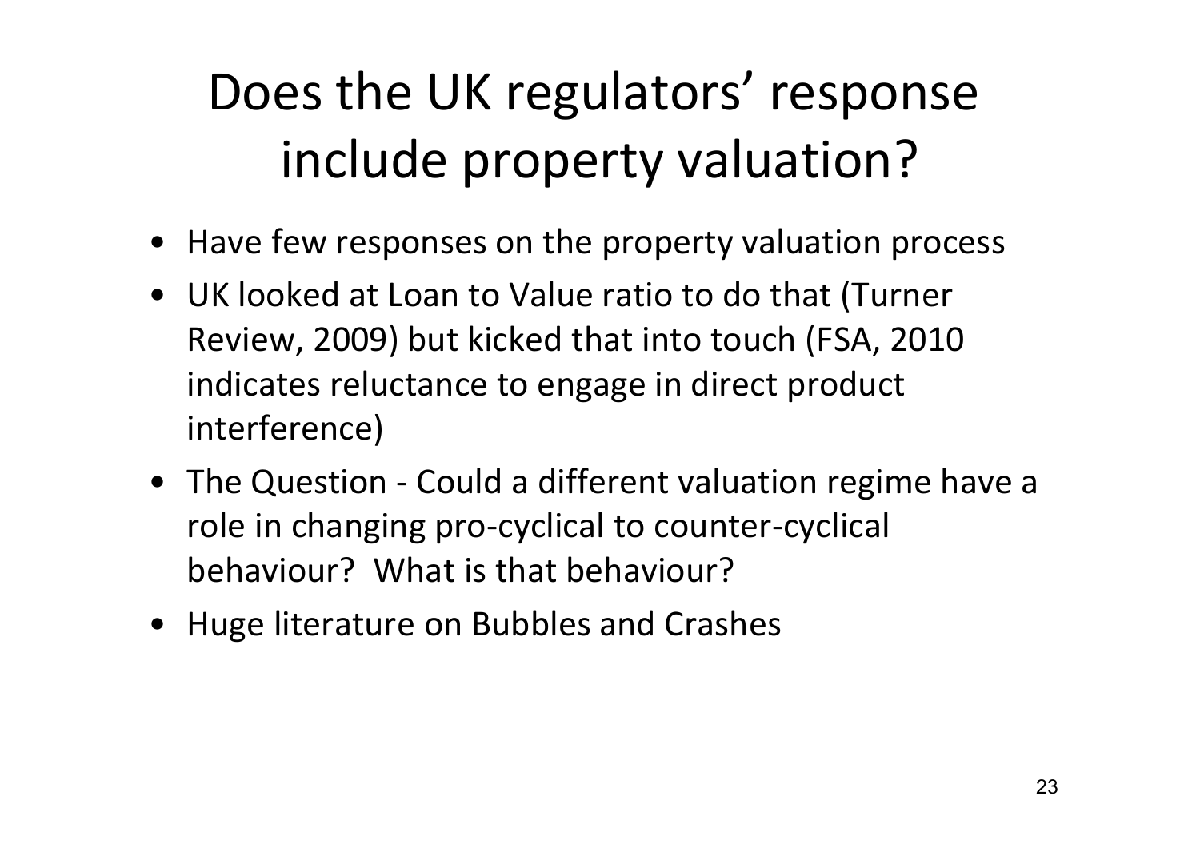# Does the UK regulators' response include property valuation?

- Have few responses on the property valuation process
- UK looked at Loan to Value ratio to do that (Turner Review, 2009) but kicked that into touch (FSA, 2010 indicates reluctance to engage in direct product interference)
- The Question - Could a different valuation regime have a role in changing pro-cyclical to counter-cyclical behaviour? What is that behaviour?
- Huge literature on Bubbles and Crashes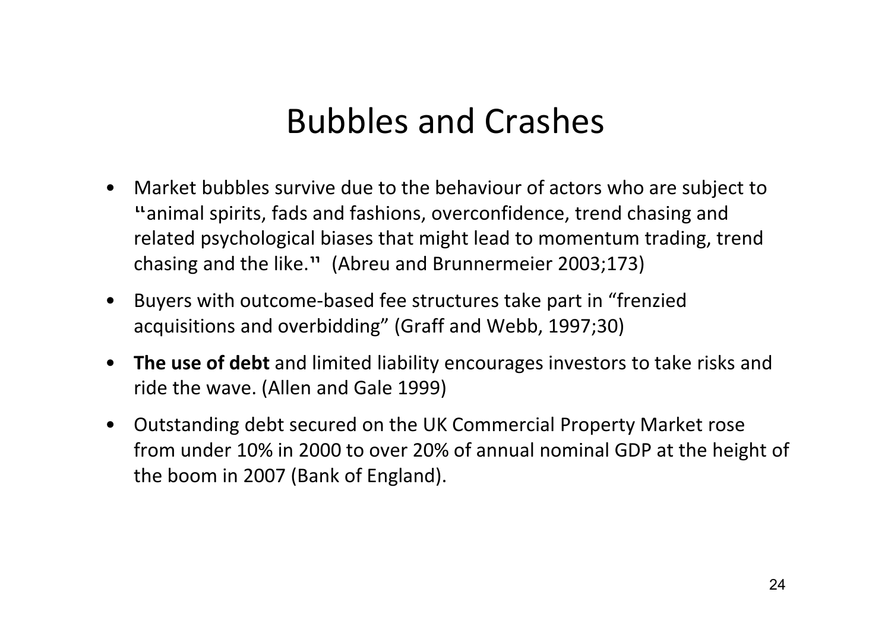# Bubbles and Crashes

- Market bubbles survive due to the behaviour of actors who are subject to "animal spirits, fads and fashions, overconfidence, trend chasing and related psychological biases that might lead to momentum trading, trend chasing and the like." (Abreu and Brunnermeier 2003;173)
- Buyers with outcome-based fee structures take part in "frenzied acquisitions and overbidding" (Graff and Webb, 1997;30)
- **The use of debt** and limited liability encourages investors to take risks and ride the wave. (Allen and Gale 1999)
- Outstanding debt secured on the UK Commercial Property Market rose from under 10% in 2000 to over 20% of annual nominal GDP at the height of the boom in 2007 (Bank of England).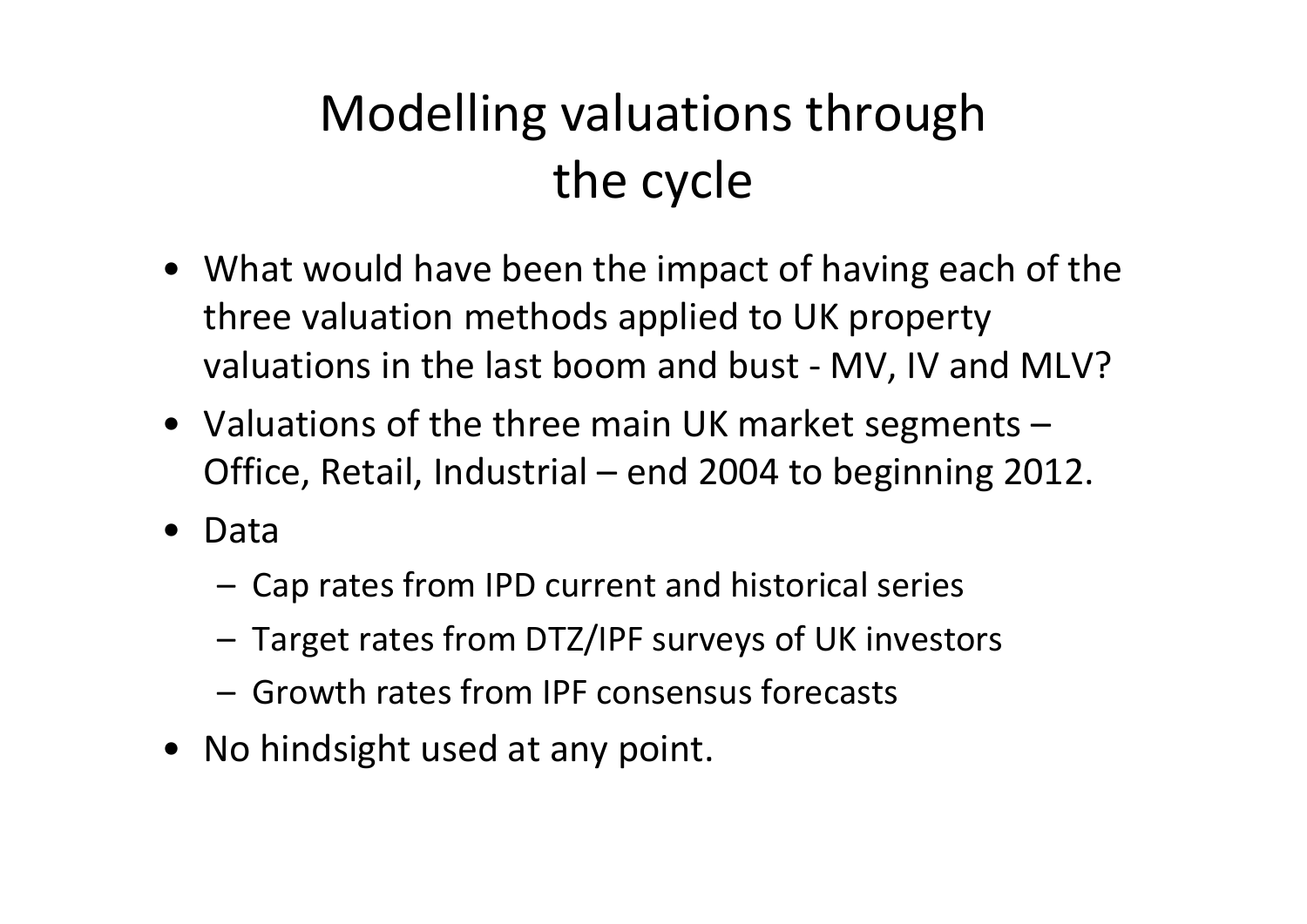# Modelling valuations through the cycle

- What would have been the impact of having each of the three valuation methods applied to UK property valuations in the last boom and bust - MV, IV and MLV?
- Valuations of the three main UK market segments – Office, Retail, Industrial – end 2004 to beginning 2012.
- Data
  - Cap rates from IPD current and historical series
  - Target rates from DTZ/IPF surveys of UK investors
  - Growth rates from IPF consensus forecasts
- No hindsight used at any point.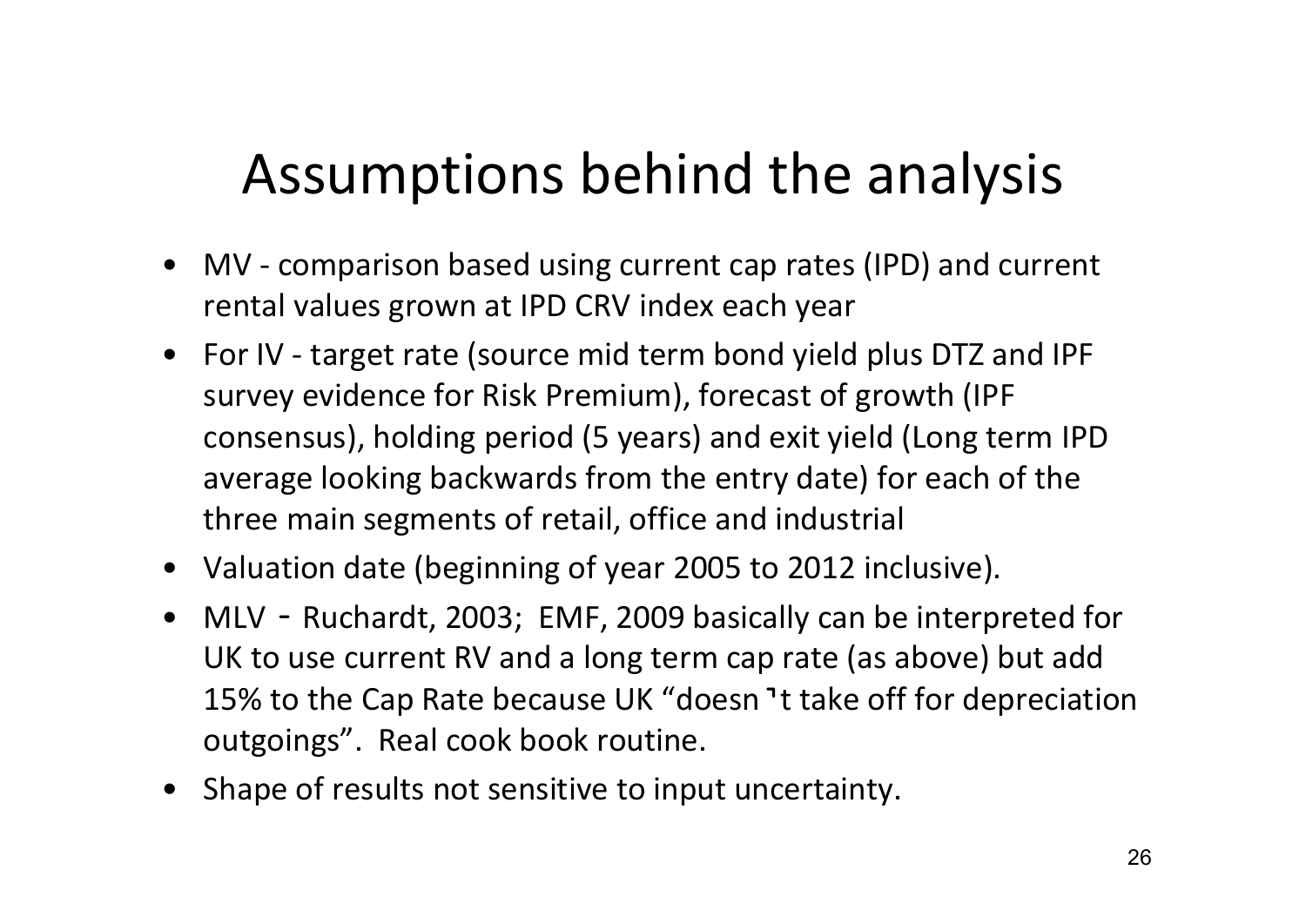# Assumptions behind the analysis

- MV - comparison based using current cap rates (IPD) and current rental values grown at IPD CRV index each year
- For IV - target rate (source mid term bond yield plus DTZ and IPF survey evidence for Risk Premium), forecast of growth (IPF consensus), holding period (5 years) and exit yield (Long term IPD average looking backwards from the entry date) for each of the three main segments of retail, office and industrial
- Valuation date (beginning of year 2005 to 2012 inclusive).
- MLV - Ruchardt, 2003; EMF, 2009 basically can be interpreted for UK to use current RV and a long term cap rate (as above) but add 15% to the Cap Rate because UK "doesn't take off for depreciation outgoings". Real cook book routine.
- Shape of results not sensitive to input uncertainty.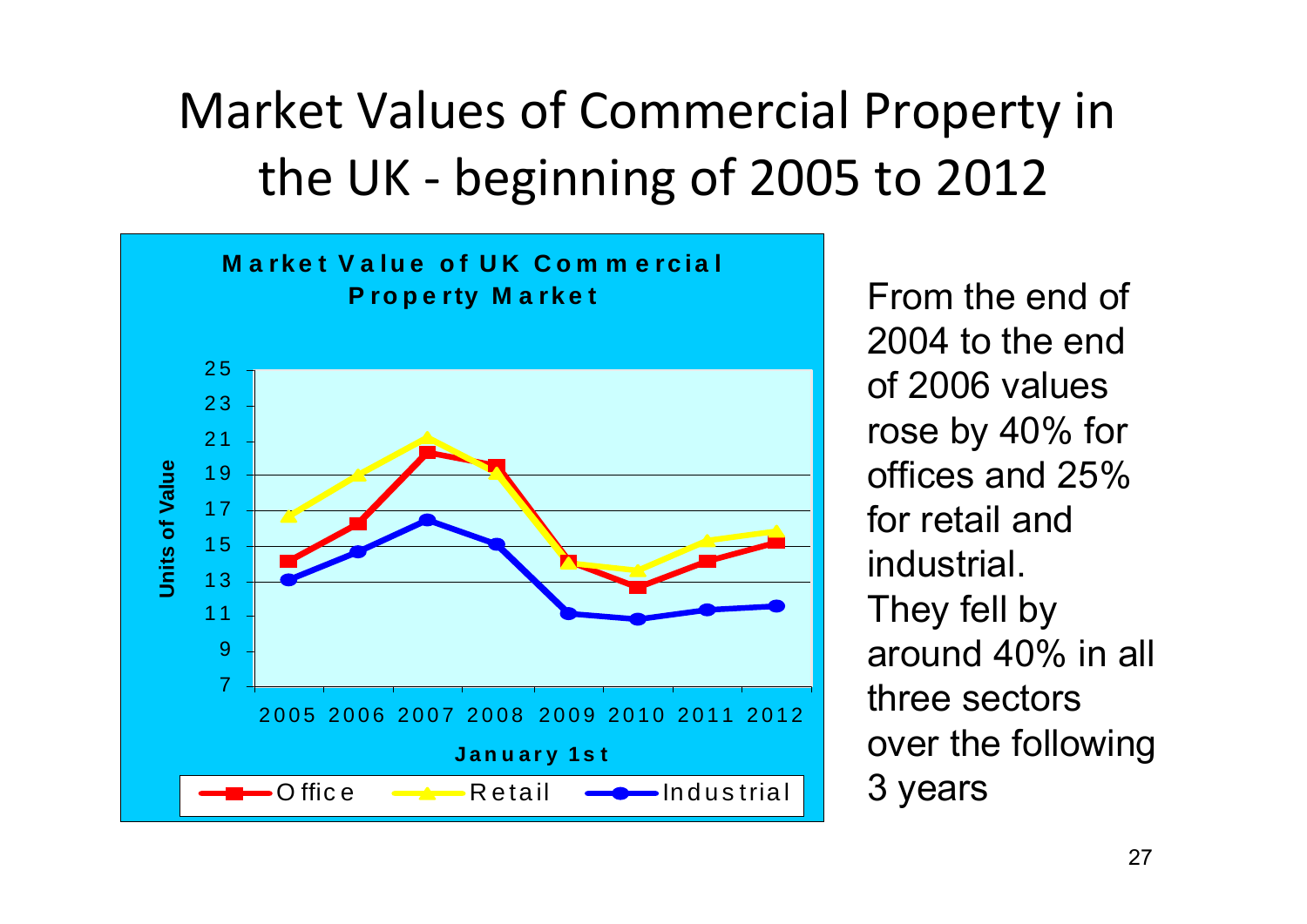# Market Values of Commercial Property in the UK - beginning of 2005 to 2012

**Market Value of UK Commercial Property Market**

From the end of 2004 to the end of 2006 values rose by 40% for offices and 25% for retail and industrial.
They fell by around 40% in all three sectors over the following 3 years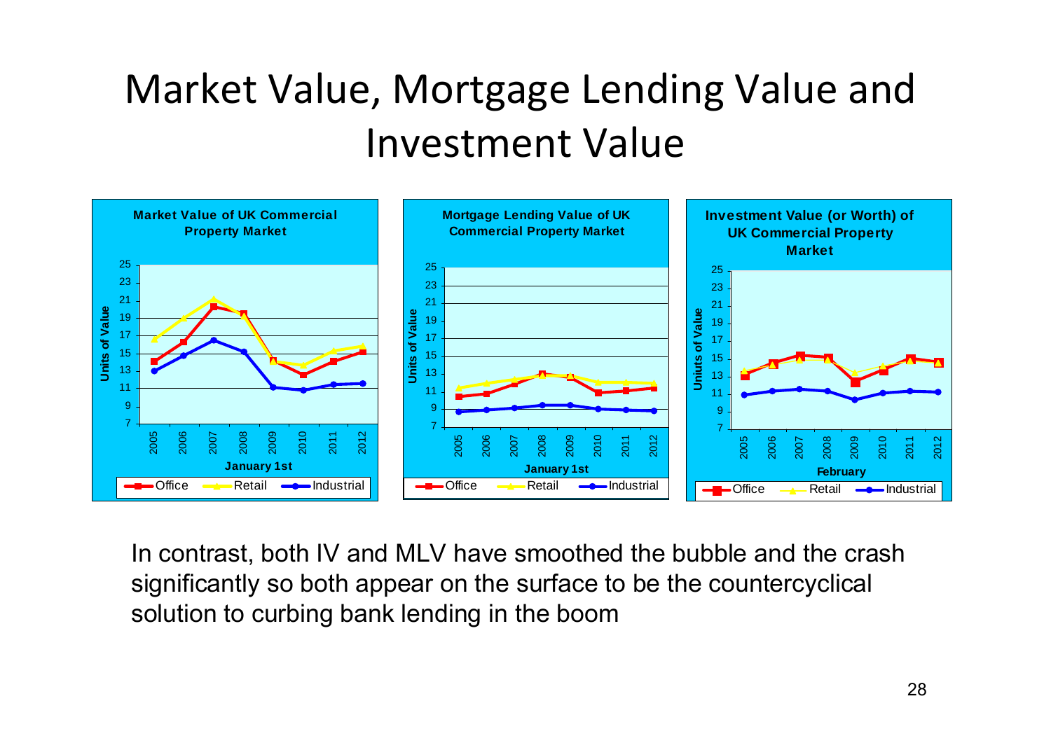# Market Value, Mortgage Lending Value and Investment Value

**Market Value of UK Commercial Property Market**

**Mortgage Lending Value of UK Commercial Property Market**

**Investment Value (or Worth) of UK Commercial Property Market**

In contrast, both IV and MLV have smoothed the bubble and the crash significantly so both appear on the surface to be the countercyclical solution to curbing bank lending in the boom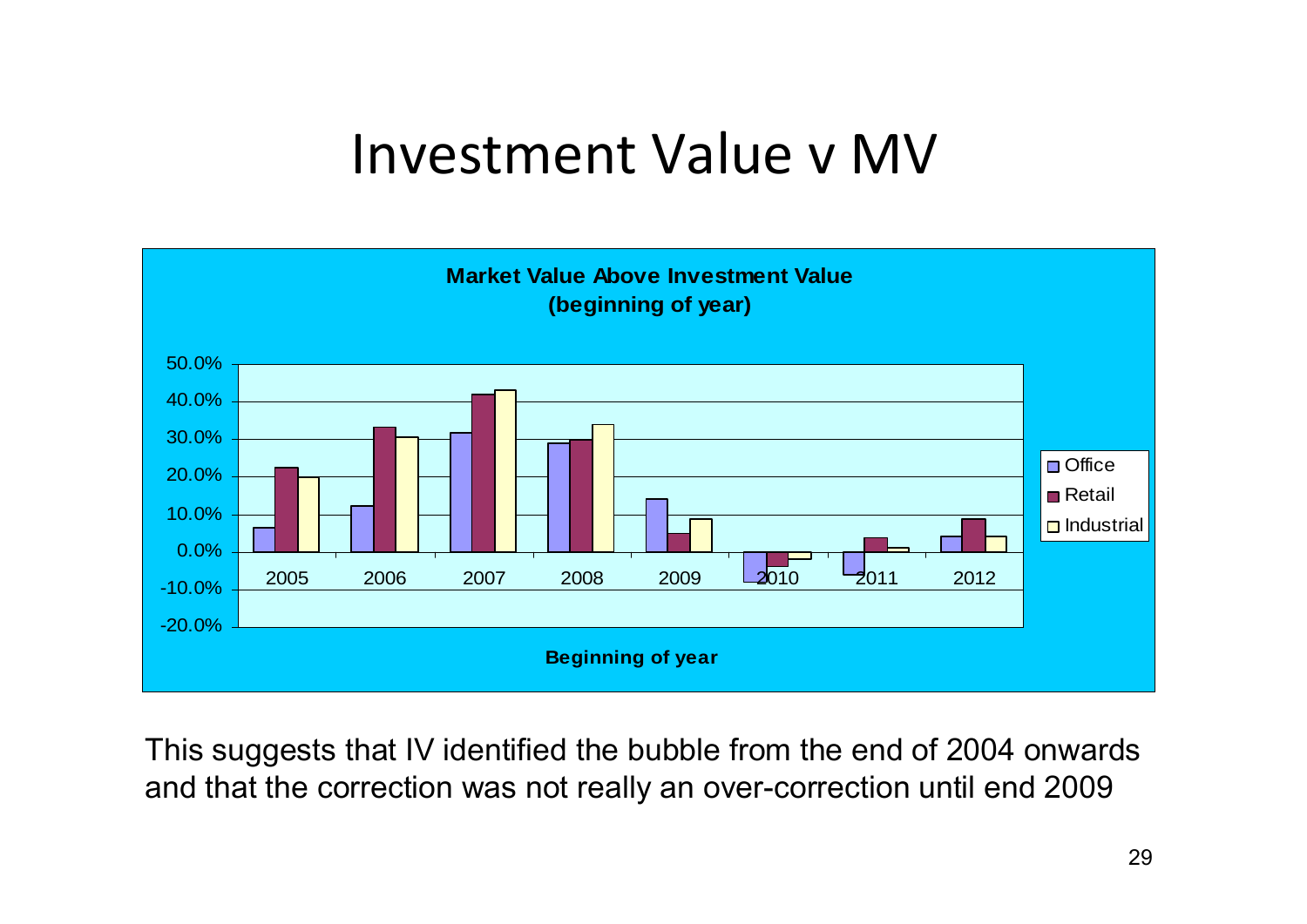# Investment Value v MV

**Market Value Above Investment Value (beginning of year)**

This suggests that IV identified the bubble from the end of 2004 onwards and that the correction was not really an over-correction until end 2009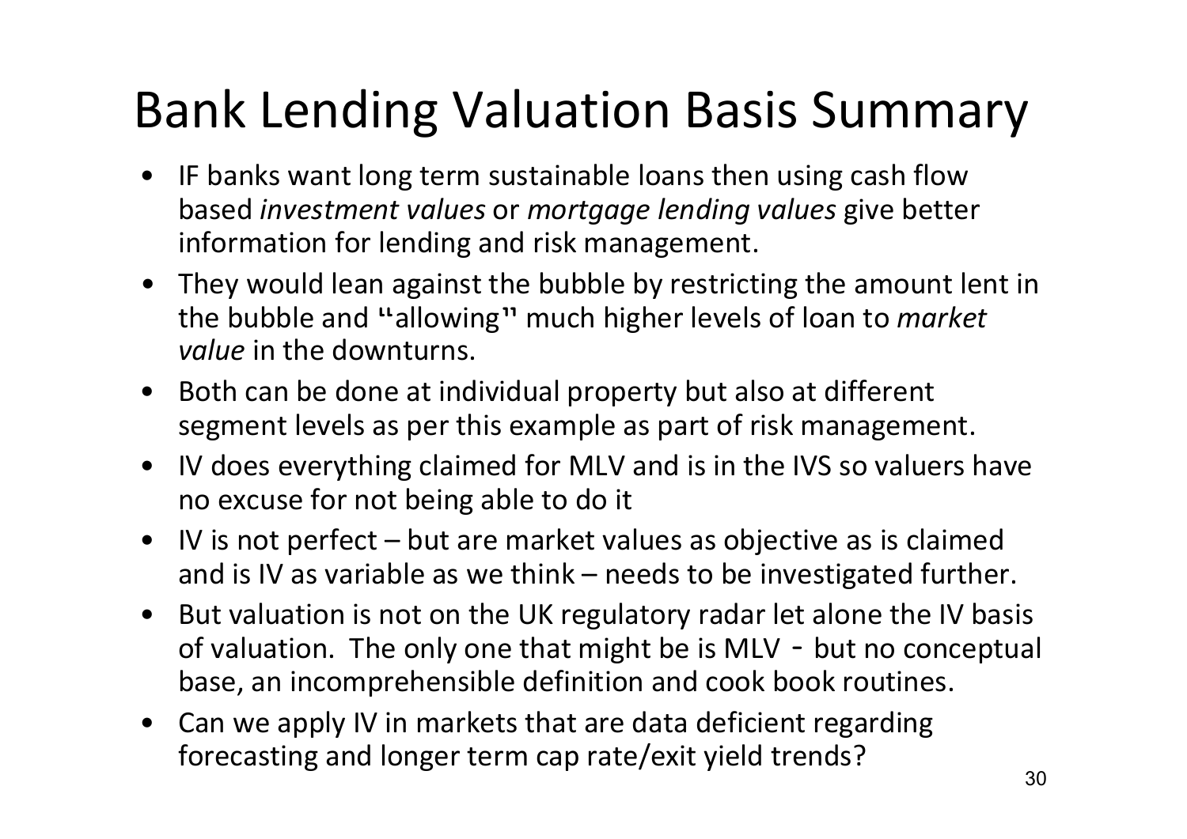# Bank Lending Valuation Basis Summary

- IF banks want long term sustainable loans then using cash flow based *investment values* or *mortgage lending values* give better information for lending and risk management.
- They would lean against the bubble by restricting the amount lent in the bubble and "allowing" much higher levels of loan to *market value* in the downturns.
- Both can be done at individual property but also at different segment levels as per this example as part of risk management.
- IV does everything claimed for MLV and is in the IVS so valuers have no excuse for not being able to do it
- IV is not perfect – but are market values as objective as is claimed and is IV as variable as we think – needs to be investigated further.
- But valuation is not on the UK regulatory radar let alone the IV basis of valuation. The only one that might be is MLV - but no conceptual base, an incomprehensible definition and cook book routines.
- Can we apply IV in markets that are data deficient regarding forecasting and longer term cap rate/exit yield trends?